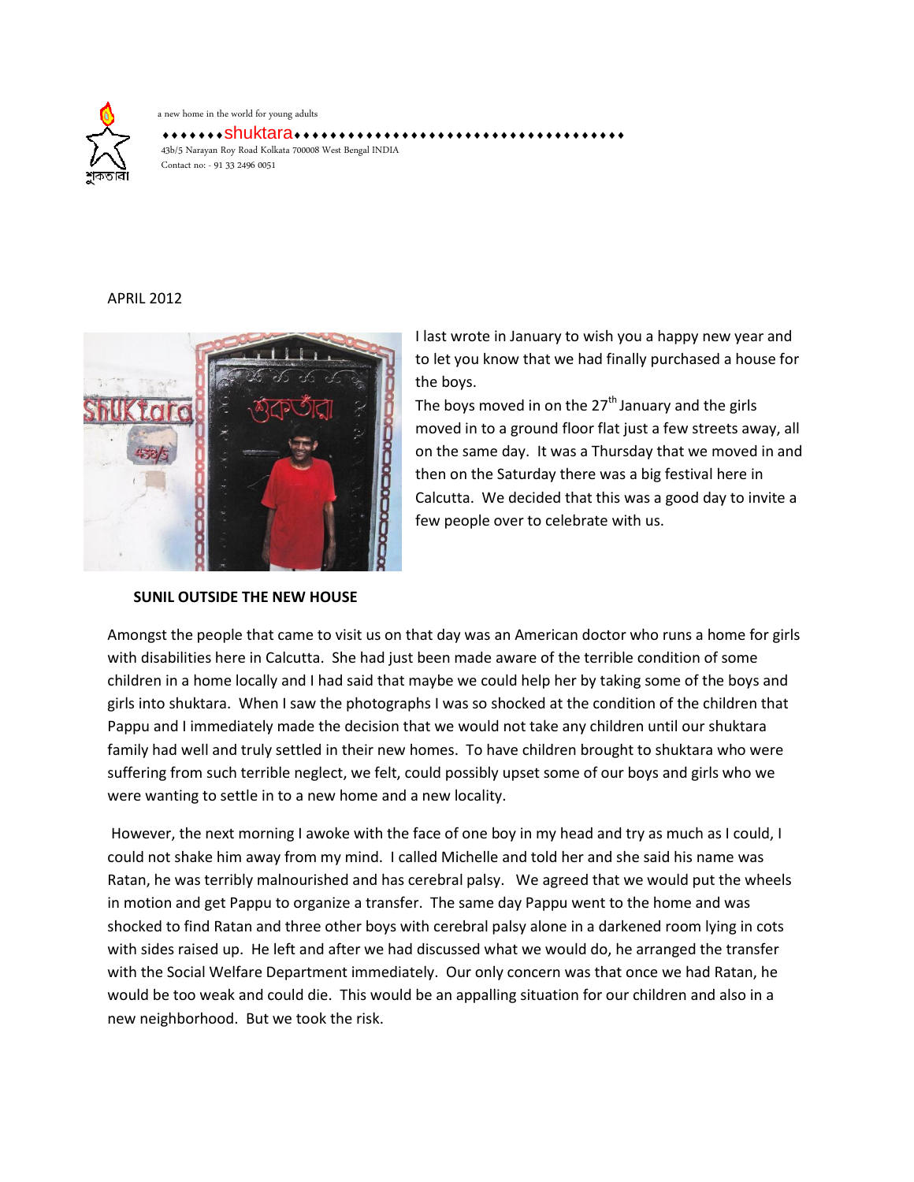a new home in the world for young adults

♦♦♦♦♦♦♦shuktara♦♦♦♦♦♦♦♦♦♦♦♦♦♦♦♦♦♦♦♦♦♦♦♦♦♦♦♦♦♦♦♦♦♦♦♦♦♦♦

43b/5 Narayan Roy Road Kolkata 700008 West Bengal INDIA

Contact no: - 91 33 2496 0051

APRIL 2012

I last wrote in January to wish you a happy new year and to let you know that we had finally purchased a house for the boys.

The boys moved in on the 27th January and the girls moved in to a ground floor flat just a few streets away, all on the same day. It was a Thursday that we moved in and then on the Saturday there was a big festival here in Calcutta. We decided that this was a good day to invite a few people over to celebrate with us.

**SUNIL OUTSIDE THE NEW HOUSE**

Amongst the people that came to visit us on that day was an American doctor who runs a home for girls with disabilities here in Calcutta. She had just been made aware of the terrible condition of some children in a home locally and I had said that maybe we could help her by taking some of the boys and girls into shuktara. When I saw the photographs I was so shocked at the condition of the children that Pappu and I immediately made the decision that we would not take any children until our shuktara family had well and truly settled in their new homes. To have children brought to shuktara who were suffering from such terrible neglect, we felt, could possibly upset some of our boys and girls who we were wanting to settle in to a new home and a new locality.

However, the next morning I awoke with the face of one boy in my head and try as much as I could, I could not shake him away from my mind. I called Michelle and told her and she said his name was Ratan, he was terribly malnourished and has cerebral palsy. We agreed that we would put the wheels in motion and get Pappu to organize a transfer. The same day Pappu went to the home and was shocked to find Ratan and three other boys with cerebral palsy alone in a darkened room lying in cots with sides raised up. He left and after we had discussed what we would do, he arranged the transfer with the Social Welfare Department immediately. Our only concern was that once we had Ratan, he would be too weak and could die. This would be an appalling situation for our children and also in a new neighborhood. But we took the risk.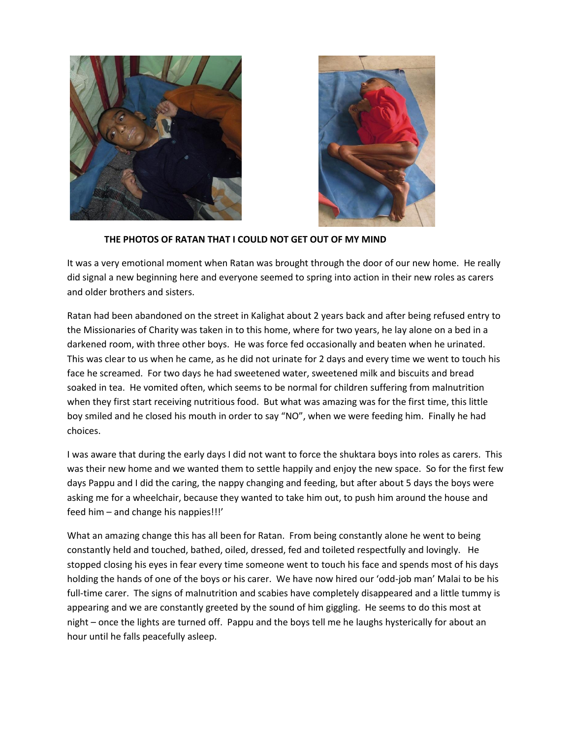**THE PHOTOS OF RATAN THAT I COULD NOT GET OUT OF MY MIND**

It was a very emotional moment when Ratan was brought through the door of our new home. He really did signal a new beginning here and everyone seemed to spring into action in their new roles as carers and older brothers and sisters.

Ratan had been abandoned on the street in Kalighat about 2 years back and after being refused entry to the Missionaries of Charity was taken in to this home, where for two years, he lay alone on a bed in a darkened room, with three other boys. He was force fed occasionally and beaten when he urinated. This was clear to us when he came, as he did not urinate for 2 days and every time we went to touch his face he screamed. For two days he had sweetened water, sweetened milk and biscuits and bread soaked in tea. He vomited often, which seems to be normal for children suffering from malnutrition when they first start receiving nutritious food. But what was amazing was for the first time, this little boy smiled and he closed his mouth in order to say "NO", when we were feeding him. Finally he had choices.

I was aware that during the early days I did not want to force the shuktara boys into roles as carers. This was their new home and we wanted them to settle happily and enjoy the new space. So for the first few days Pappu and I did the caring, the nappy changing and feeding, but after about 5 days the boys were asking me for a wheelchair, because they wanted to take him out, to push him around the house and feed him – and change his nappies!!!'

What an amazing change this has all been for Ratan. From being constantly alone he went to being constantly held and touched, bathed, oiled, dressed, fed and toileted respectfully and lovingly. He stopped closing his eyes in fear every time someone went to touch his face and spends most of his days holding the hands of one of the boys or his carer. We have now hired our 'odd-job man' Malai to be his full-time carer. The signs of malnutrition and scabies have completely disappeared and a little tummy is appearing and we are constantly greeted by the sound of him giggling. He seems to do this most at night – once the lights are turned off. Pappu and the boys tell me he laughs hysterically for about an hour until he falls peacefully asleep.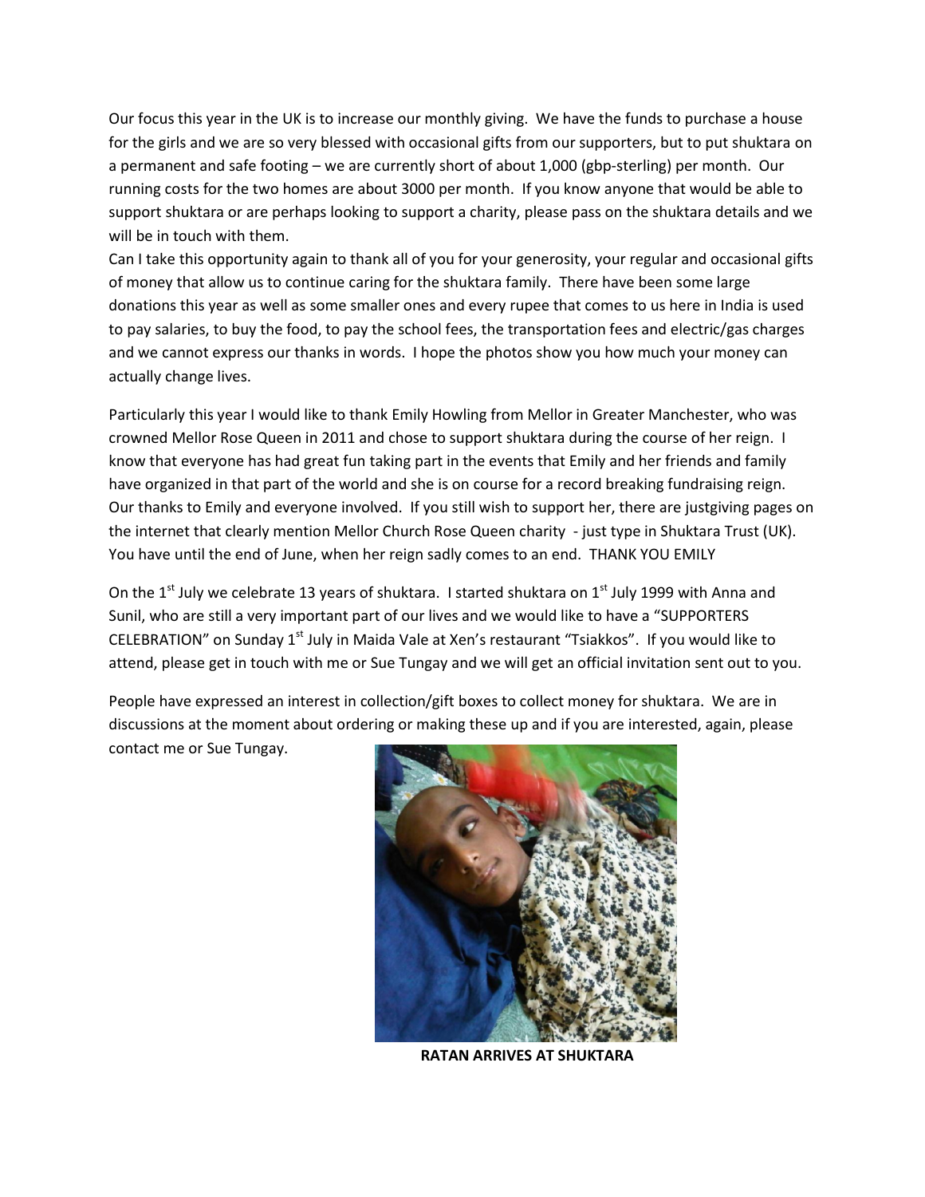Our focus this year in the UK is to increase our monthly giving. We have the funds to purchase a house for the girls and we are so very blessed with occasional gifts from our supporters, but to put shuktara on a permanent and safe footing – we are currently short of about 1,000 (gbp-sterling) per month. Our running costs for the two homes are about 3000 per month. If you know anyone that would be able to support shuktara or are perhaps looking to support a charity, please pass on the shuktara details and we will be in touch with them.

Can I take this opportunity again to thank all of you for your generosity, your regular and occasional gifts of money that allow us to continue caring for the shuktara family. There have been some large donations this year as well as some smaller ones and every rupee that comes to us here in India is used to pay salaries, to buy the food, to pay the school fees, the transportation fees and electric/gas charges and we cannot express our thanks in words. I hope the photos show you how much your money can actually change lives.

Particularly this year I would like to thank Emily Howling from Mellor in Greater Manchester, who was crowned Mellor Rose Queen in 2011 and chose to support shuktara during the course of her reign. I know that everyone has had great fun taking part in the events that Emily and her friends and family have organized in that part of the world and she is on course for a record breaking fundraising reign. Our thanks to Emily and everyone involved. If you still wish to support her, there are justgiving pages on the internet that clearly mention Mellor Church Rose Queen charity - just type in Shuktara Trust (UK). You have until the end of June, when her reign sadly comes to an end. THANK YOU EMILY

On the 1st July we celebrate 13 years of shuktara. I started shuktara on 1st July 1999 with Anna and Sunil, who are still a very important part of our lives and we would like to have a "SUPPORTERS CELEBRATION" on Sunday 1st July in Maida Vale at Xen's restaurant "Tsiakkos". If you would like to attend, please get in touch with me or Sue Tungay and we will get an official invitation sent out to you.

People have expressed an interest in collection/gift boxes to collect money for shuktara. We are in discussions at the moment about ordering or making these up and if you are interested, again, please contact me or Sue Tungay.

**RATAN ARRIVES AT SHUKTARA**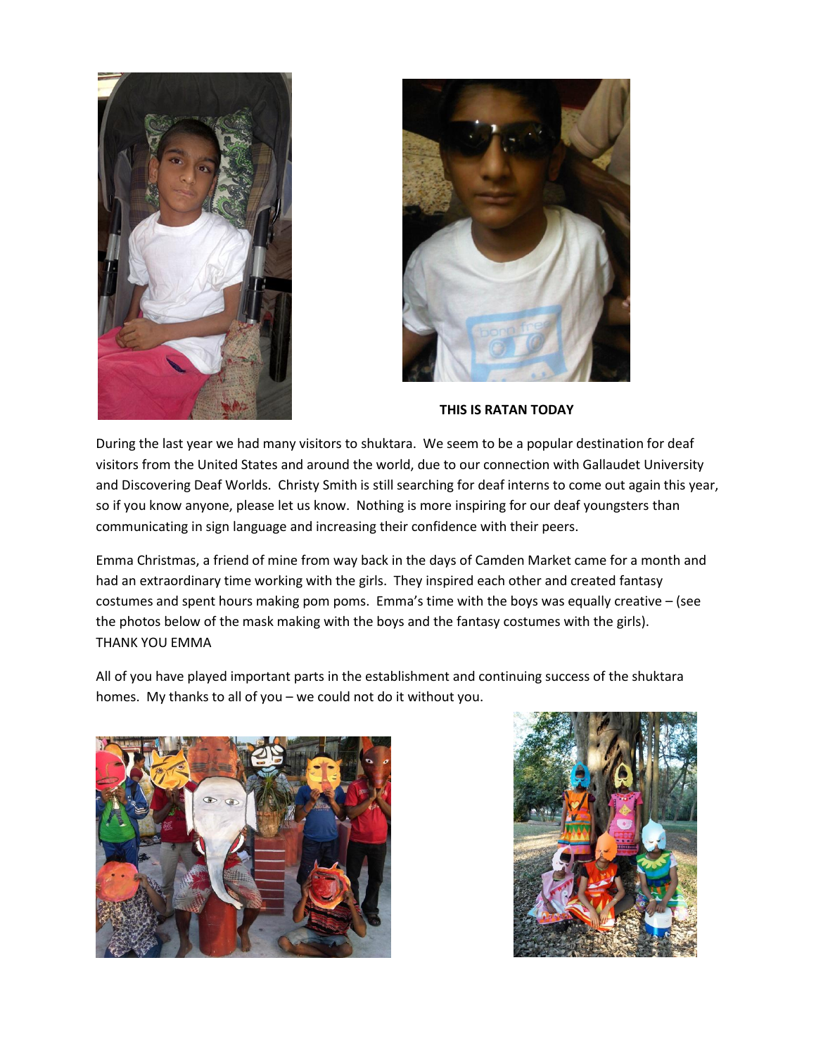**THIS IS RATAN TODAY**

During the last year we had many visitors to shuktara. We seem to be a popular destination for deaf visitors from the United States and around the world, due to our connection with Gallaudet University and Discovering Deaf Worlds. Christy Smith is still searching for deaf interns to come out again this year, so if you know anyone, please let us know. Nothing is more inspiring for our deaf youngsters than communicating in sign language and increasing their confidence with their peers.

Emma Christmas, a friend of mine from way back in the days of Camden Market came for a month and had an extraordinary time working with the girls. They inspired each other and created fantasy costumes and spent hours making pom poms. Emma's time with the boys was equally creative – (see the photos below of the mask making with the boys and the fantasy costumes with the girls). THANK YOU EMMA

All of you have played important parts in the establishment and continuing success of the shuktara homes. My thanks to all of you – we could not do it without you.